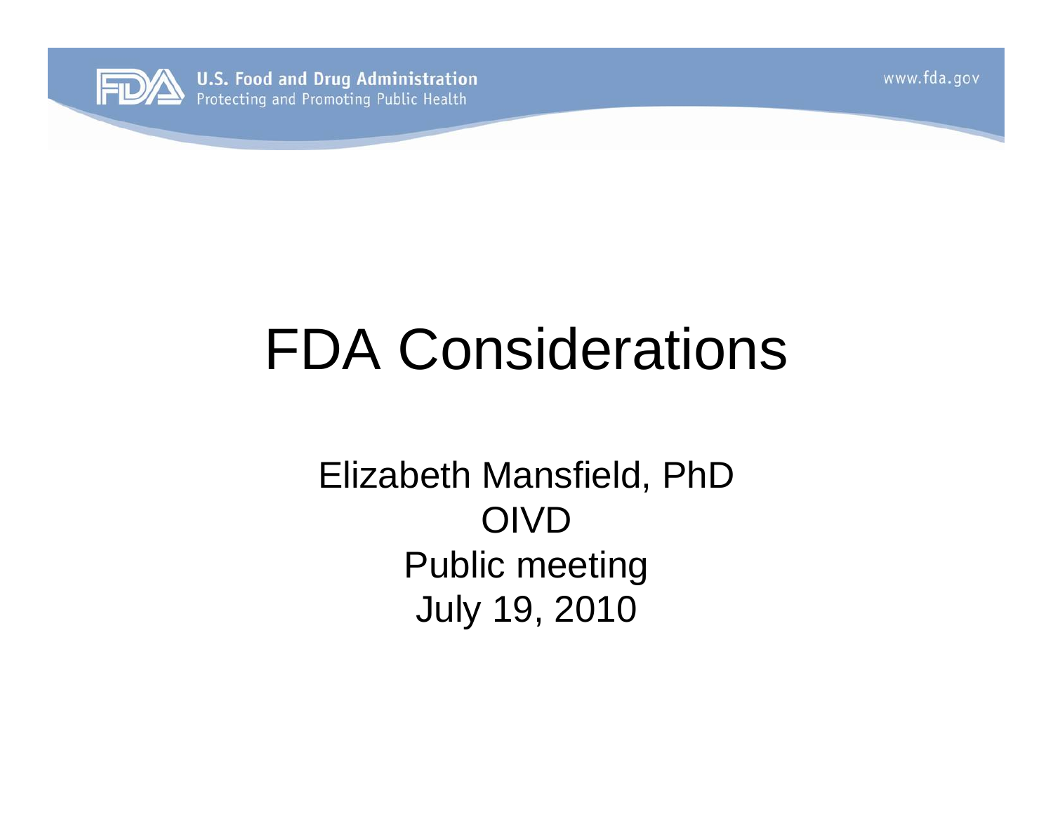# FDA Considerations

Elizabeth Mansfield, PhD
OIVD
Public meeting
July 19, 2010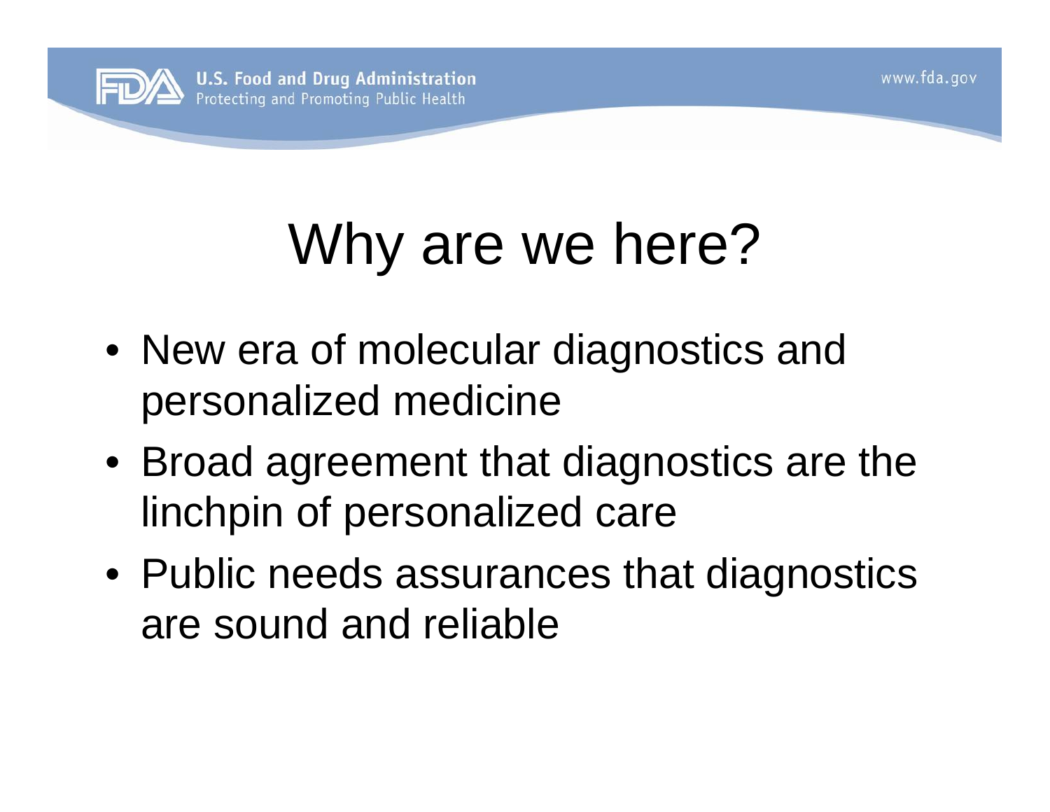# Why are we here?

- New era of molecular diagnostics and personalized medicine
- Broad agreement that diagnostics are the linchpin of personalized care
- Public needs assurances that diagnostics are sound and reliable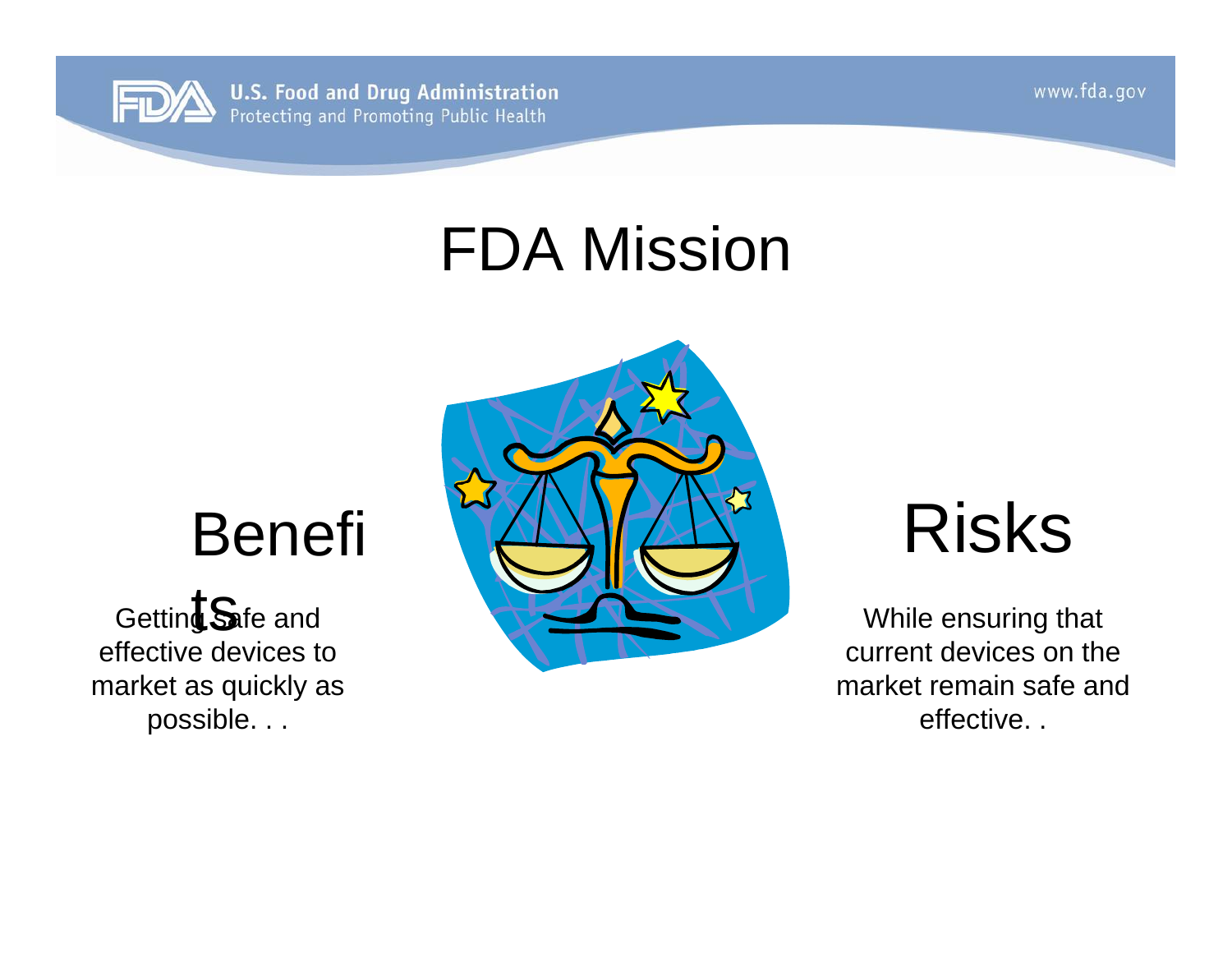# FDA Mission

## Benefits

Getting safe and effective devices to market as quickly as possible. . .

## Risks

While ensuring that current devices on the market remain safe and effective. .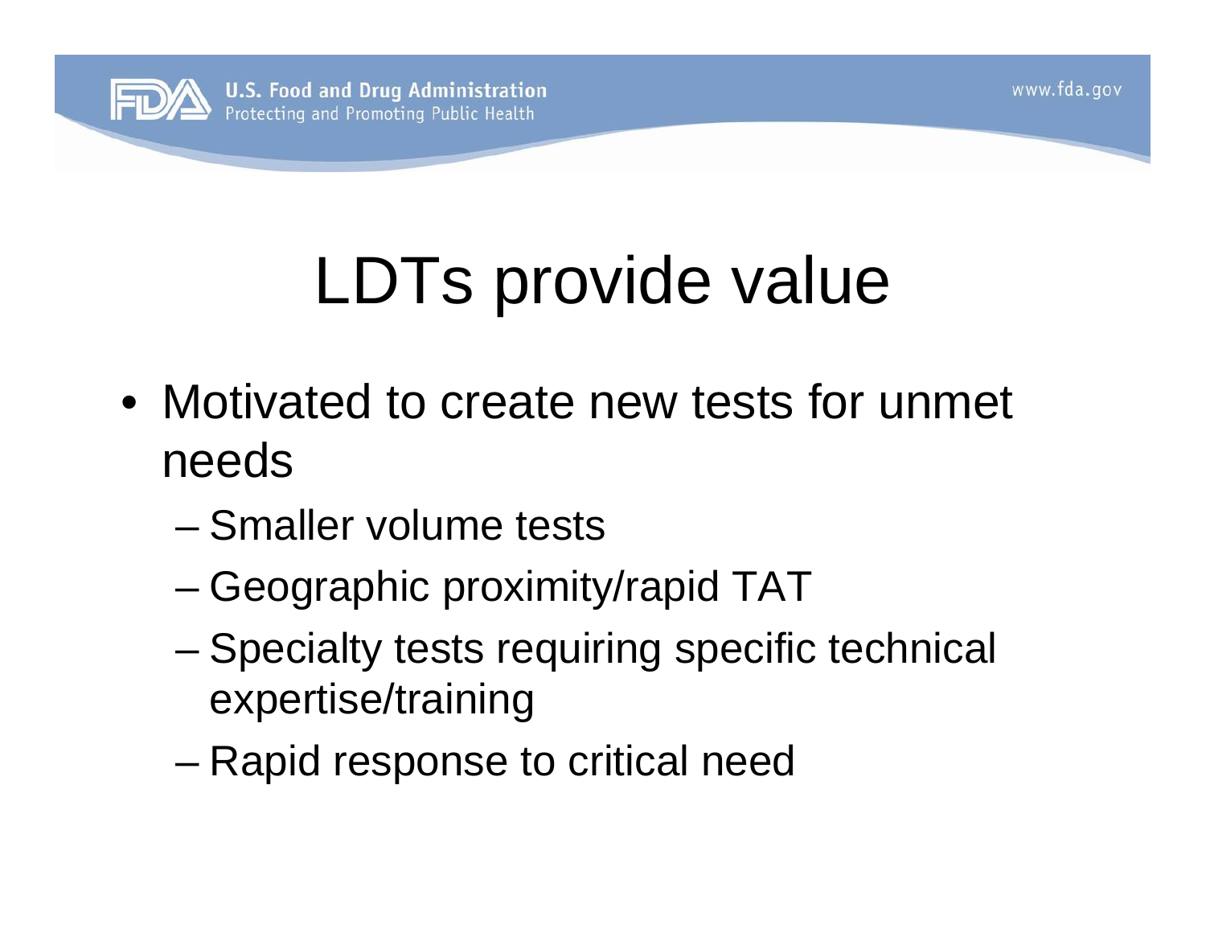# LDTs provide value

- Motivated to create new tests for unmet needs
  - Smaller volume tests
  - Geographic proximity/rapid TAT
  - Specialty tests requiring specific technical expertise/training
  - Rapid response to critical need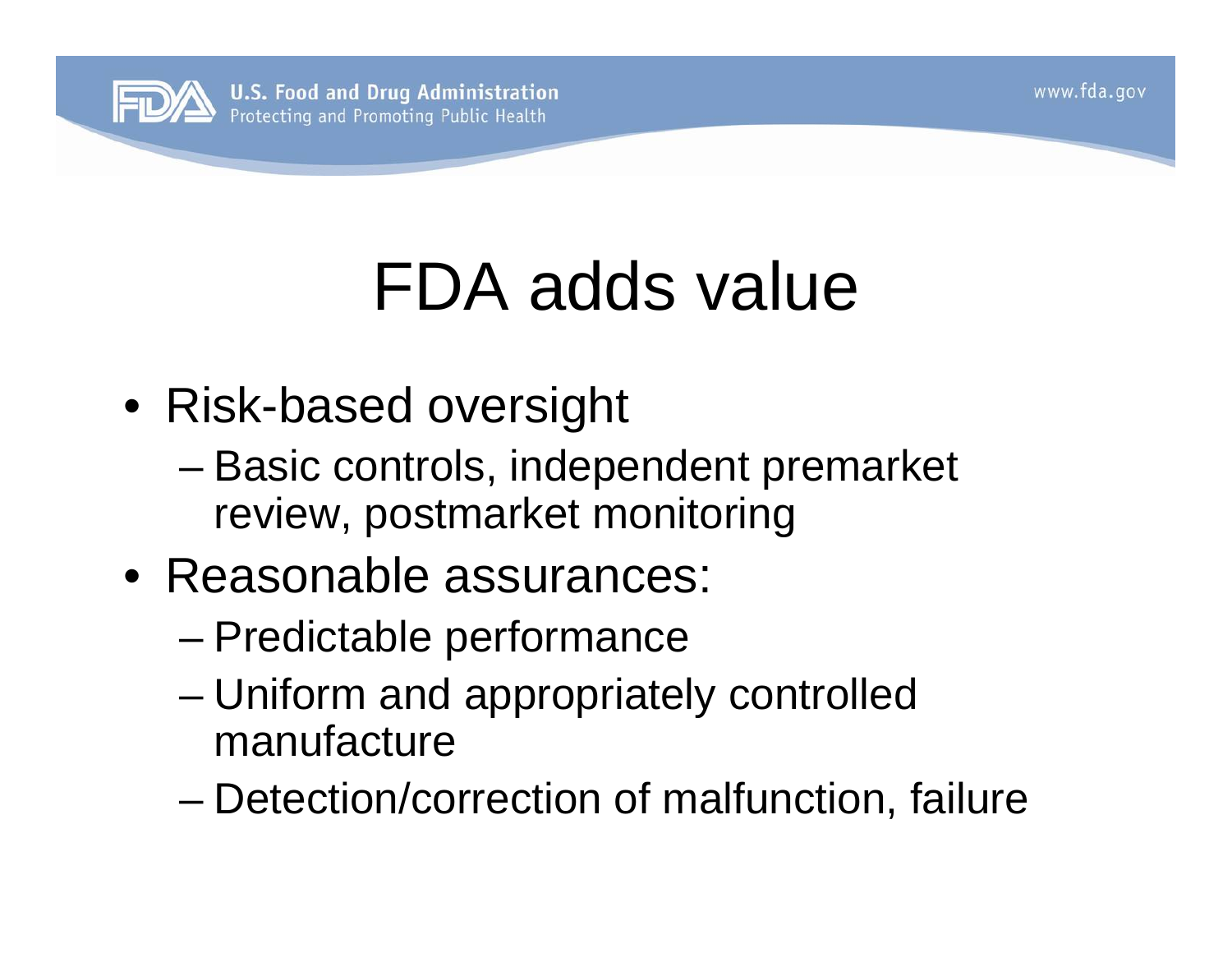# FDA adds value

- Risk-based oversight
  - Basic controls, independent premarket review, postmarket monitoring
- Reasonable assurances:
  - Predictable performance
  - Uniform and appropriately controlled manufacture
  - Detection/correction of malfunction, failure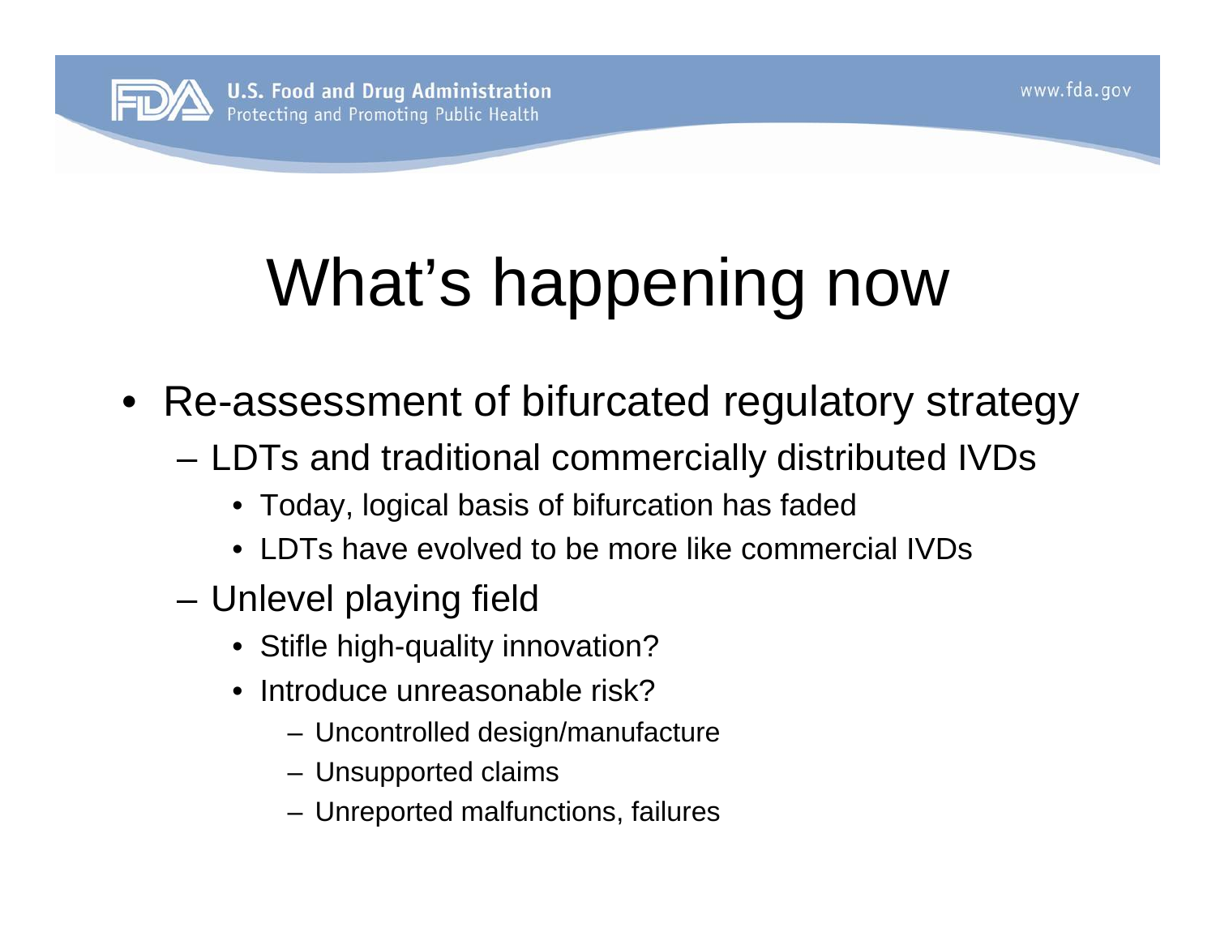# What's happening now

- Re-assessment of bifurcated regulatory strategy
  - LDTs and traditional commercially distributed IVDs
    - Today, logical basis of bifurcation has faded
    - LDTs have evolved to be more like commercial IVDs
  - Unlevel playing field
    - Stifle high-quality innovation?
    - Introduce unreasonable risk?
      - Uncontrolled design/manufacture
      - Unsupported claims
      - Unreported malfunctions, failures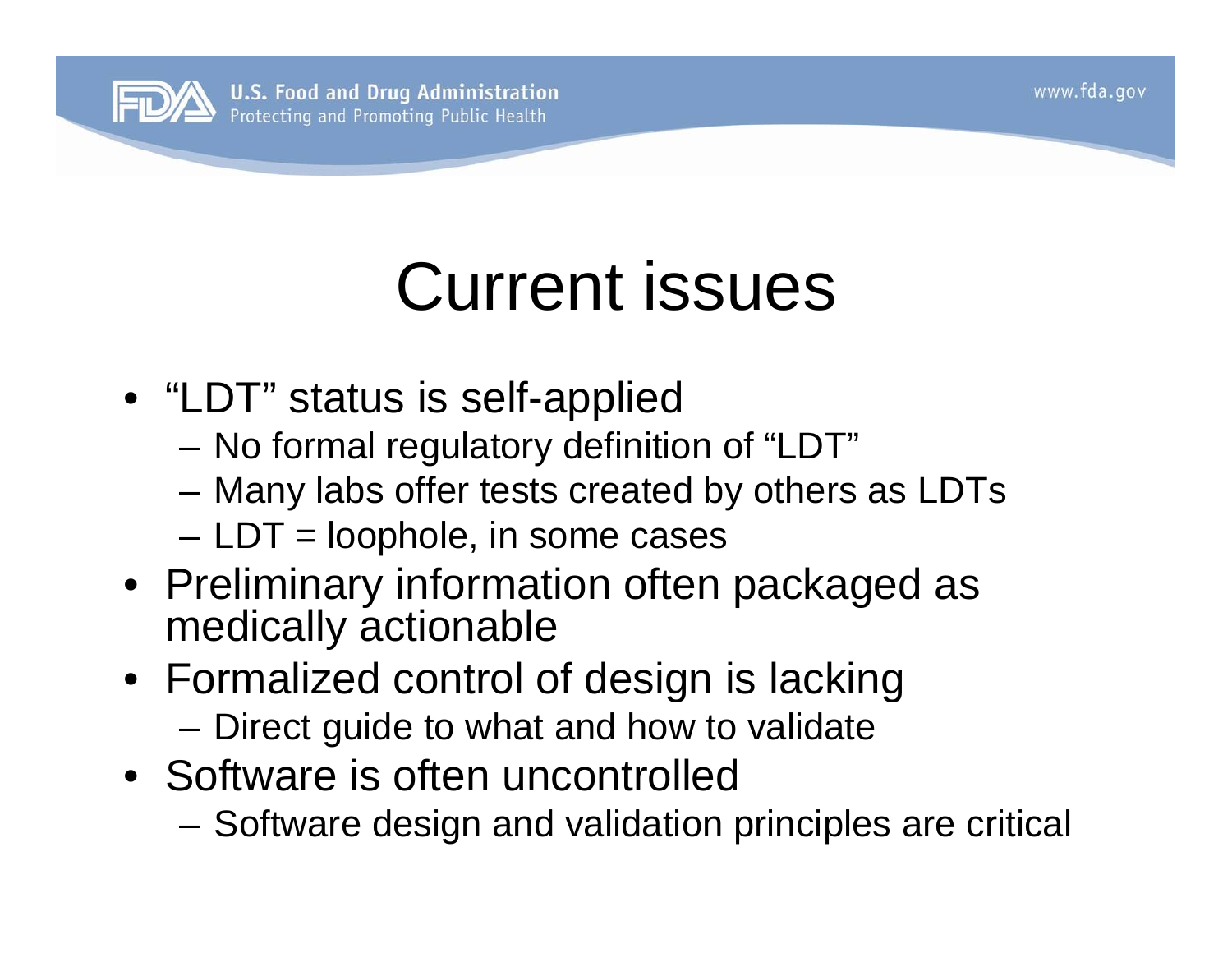# Current issues

- "LDT" status is self-applied
  - No formal regulatory definition of "LDT"
  - Many labs offer tests created by others as LDTs
  - LDT = loophole, in some cases
- Preliminary information often packaged as medically actionable
- Formalized control of design is lacking
  - Direct guide to what and how to validate
- Software is often uncontrolled
  - Software design and validation principles are critical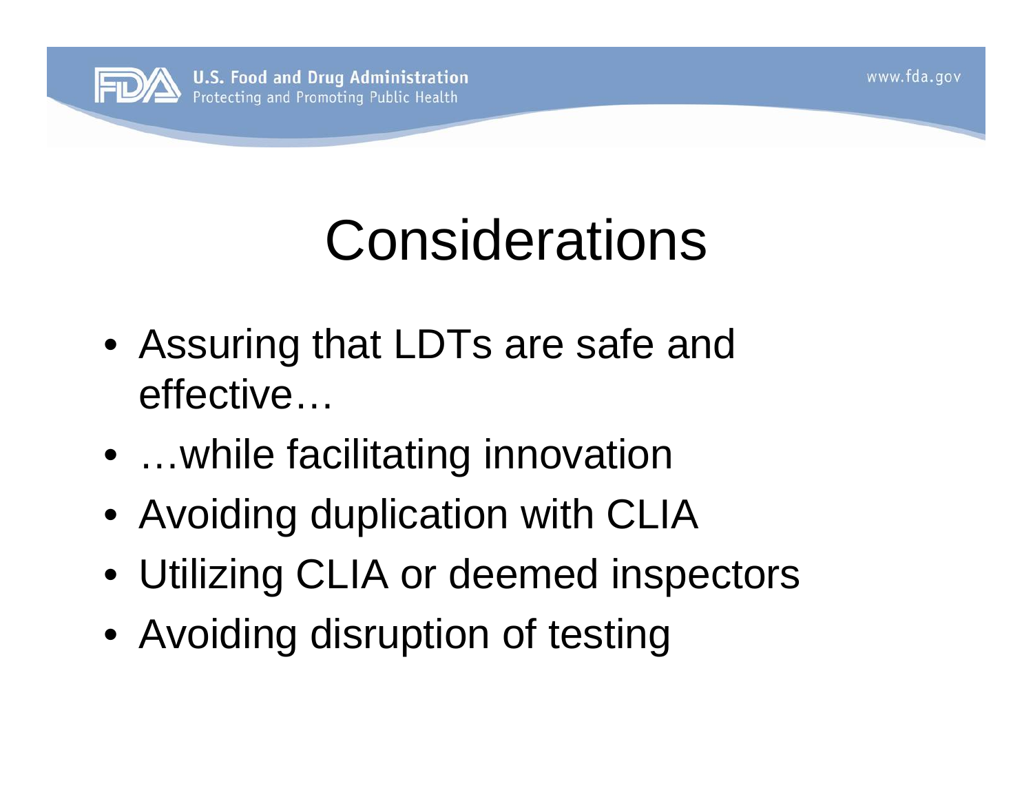# Considerations

- Assuring that LDTs are safe and effective…
- …while facilitating innovation
- Avoiding duplication with CLIA
- Utilizing CLIA or deemed inspectors
- Avoiding disruption of testing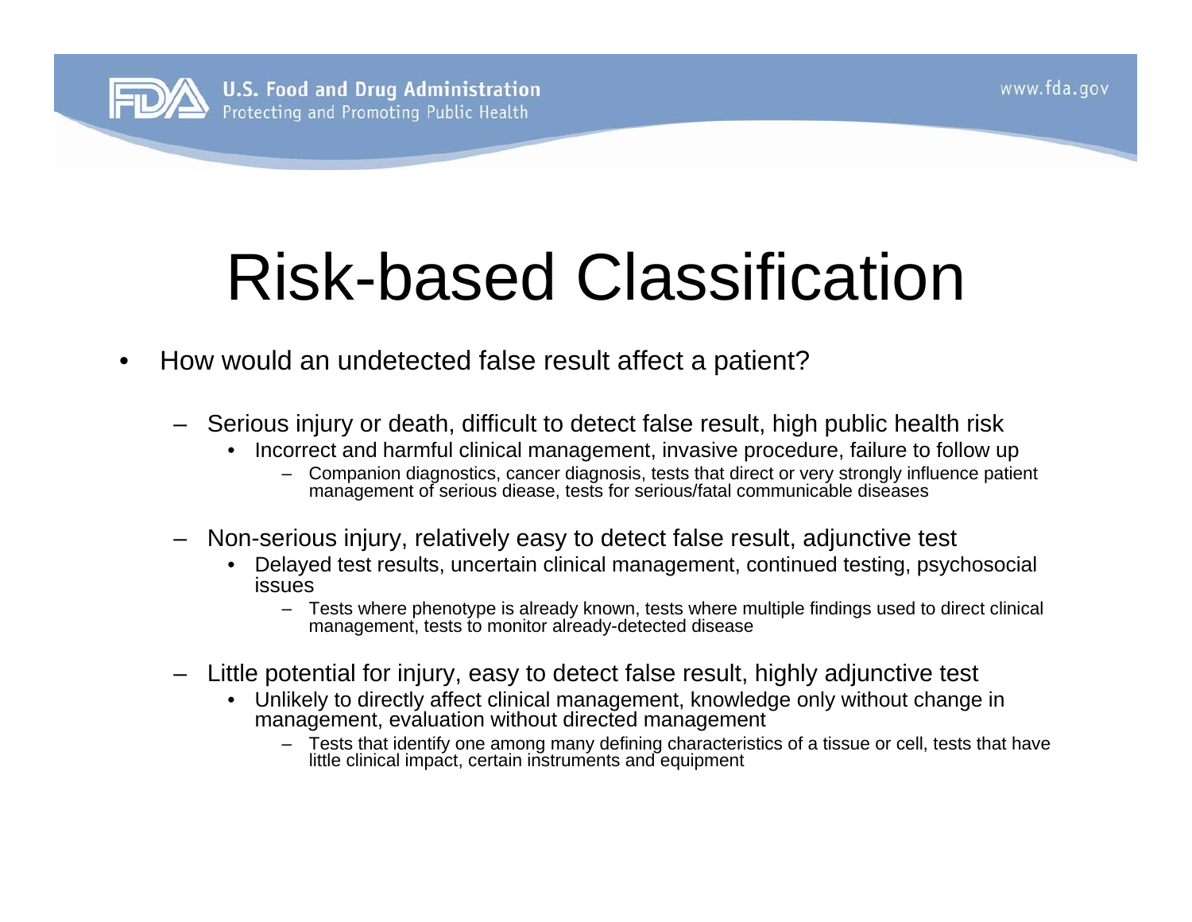# Risk-based Classification

- How would an undetected false result affect a patient?
  - Serious injury or death, difficult to detect false result, high public health risk
    - Incorrect and harmful clinical management, invasive procedure, failure to follow up
      - Companion diagnostics, cancer diagnosis, tests that direct or very strongly influence patient management of serious diease, tests for serious/fatal communicable diseases
  - Non-serious injury, relatively easy to detect false result, adjunctive test
    - Delayed test results, uncertain clinical management, continued testing, psychosocial issues
      - Tests where phenotype is already known, tests where multiple findings used to direct clinical management, tests to monitor already-detected disease
  - Little potential for injury, easy to detect false result, highly adjunctive test
    - Unlikely to directly affect clinical management, knowledge only without change in management, evaluation without directed management
      - Tests that identify one among many defining characteristics of a tissue or cell, tests that have little clinical impact, certain instruments and equipment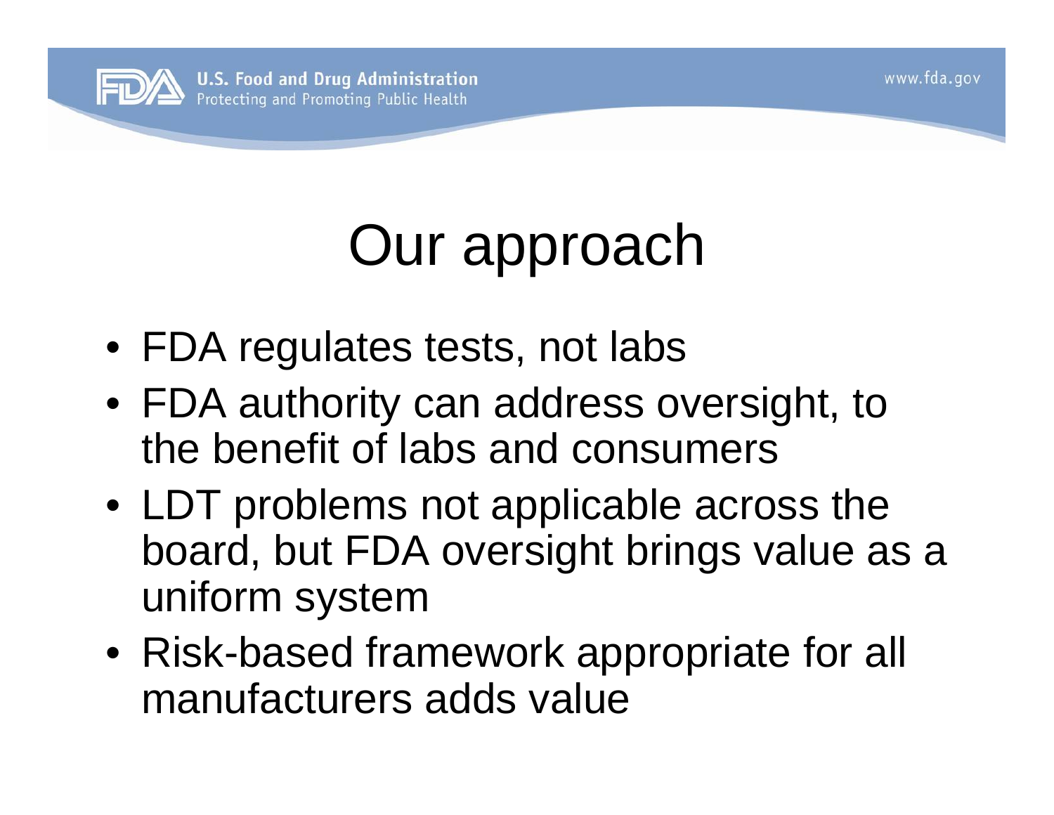# Our approach

- FDA regulates tests, not labs
- FDA authority can address oversight, to the benefit of labs and consumers
- LDT problems not applicable across the board, but FDA oversight brings value as a uniform system
- Risk-based framework appropriate for all manufacturers adds value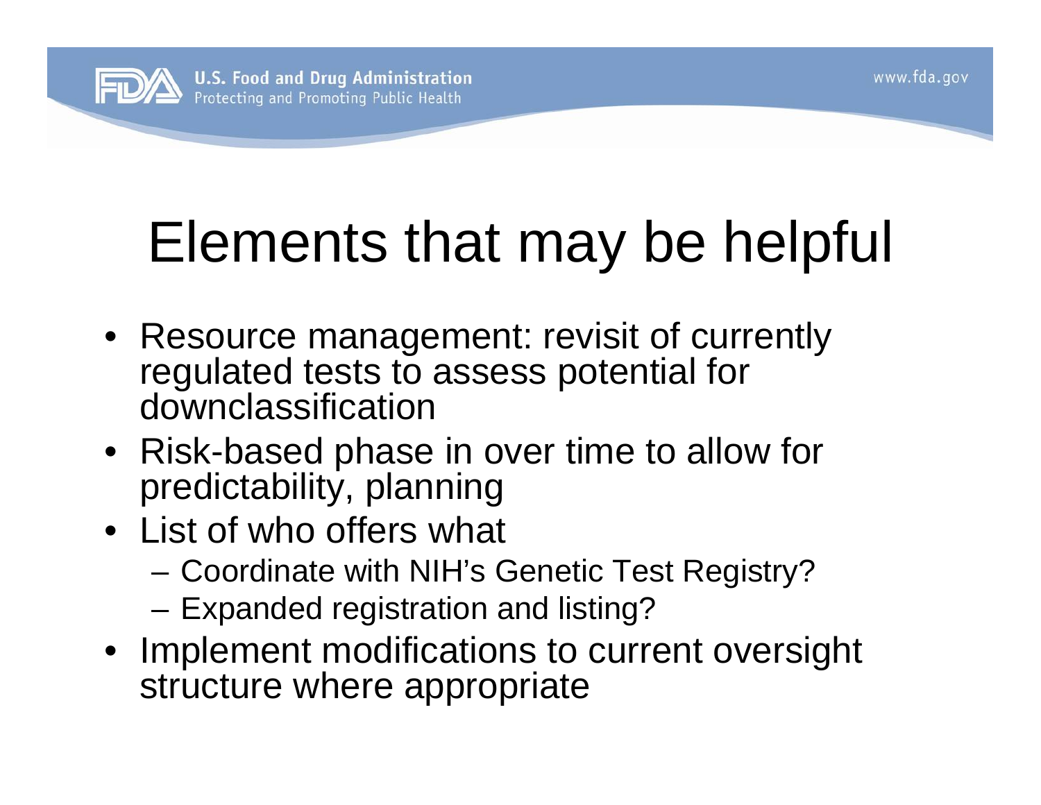# Elements that may be helpful

- Resource management: revisit of currently regulated tests to assess potential for downclassification
- Risk-based phase in over time to allow for predictability, planning
- List of who offers what
  - Coordinate with NIH's Genetic Test Registry?
  - Expanded registration and listing?
- Implement modifications to current oversight structure where appropriate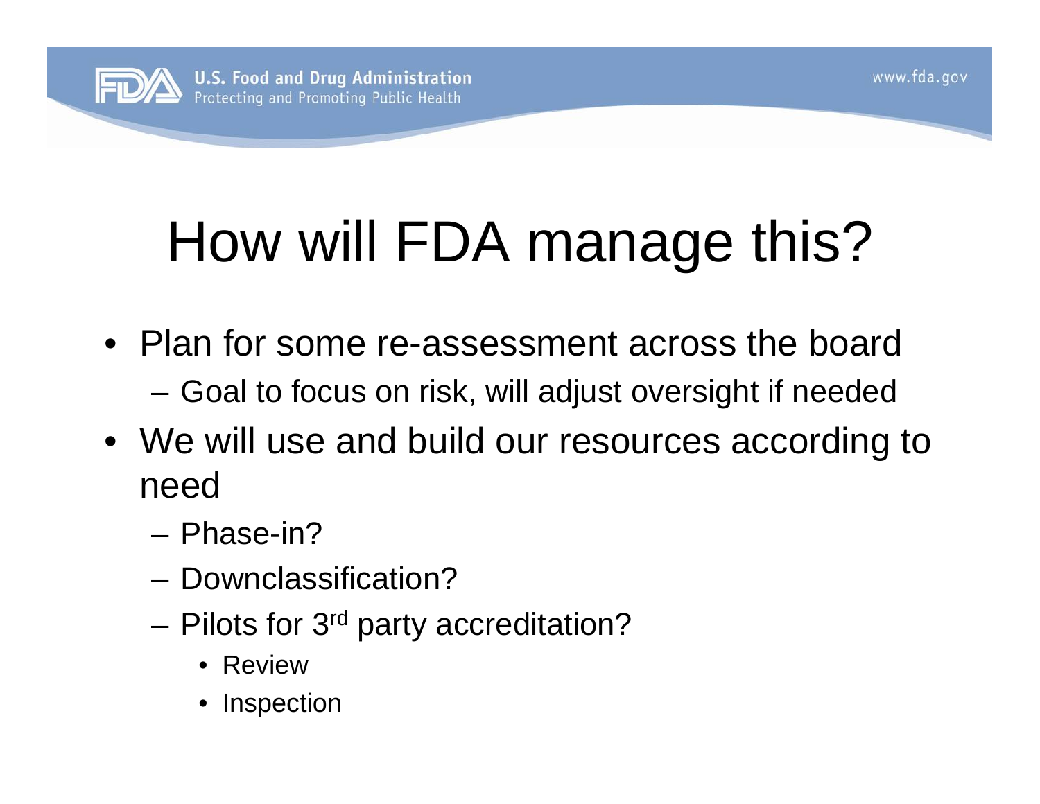# How will FDA manage this?

- Plan for some re-assessment across the board
  - Goal to focus on risk, will adjust oversight if needed
- We will use and build our resources according to need
  - Phase-in?
  - Downclassification?
  - Pilots for 3rd party accreditation?
    - Review
    - Inspection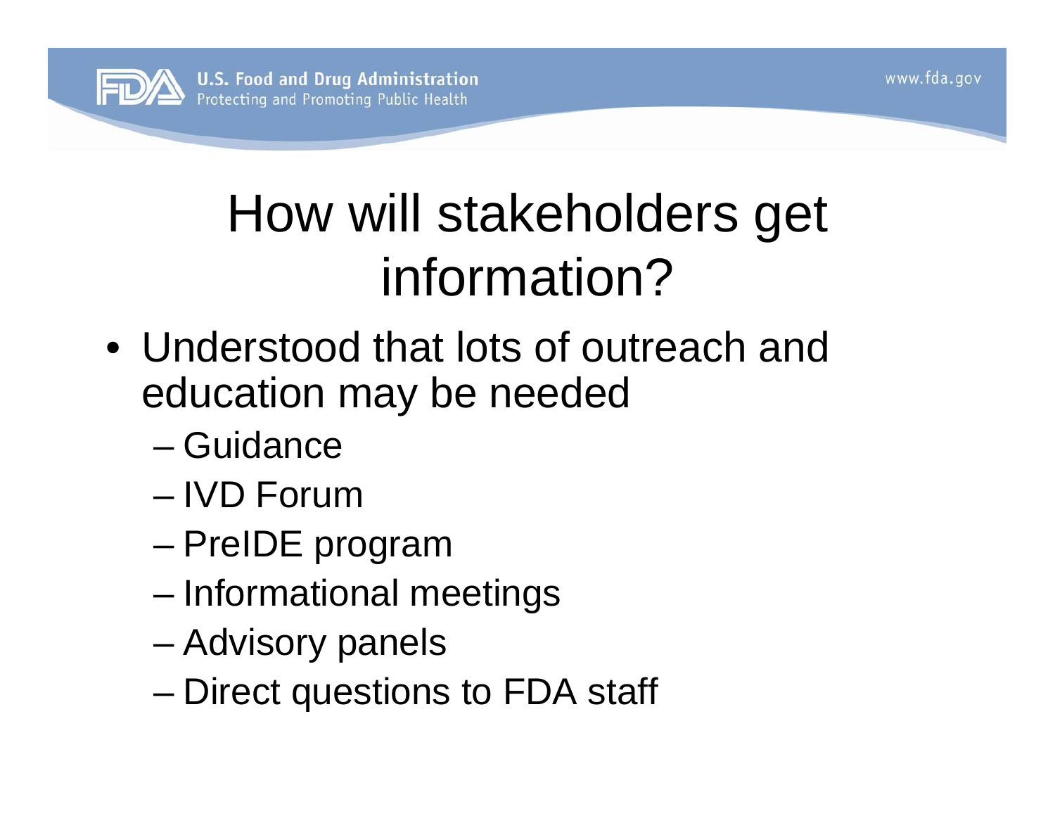# How will stakeholders get information?

- Understood that lots of outreach and education may be needed
  - Guidance
  - IVD Forum
  - PreIDE program
  - Informational meetings
  - Advisory panels
  - Direct questions to FDA staff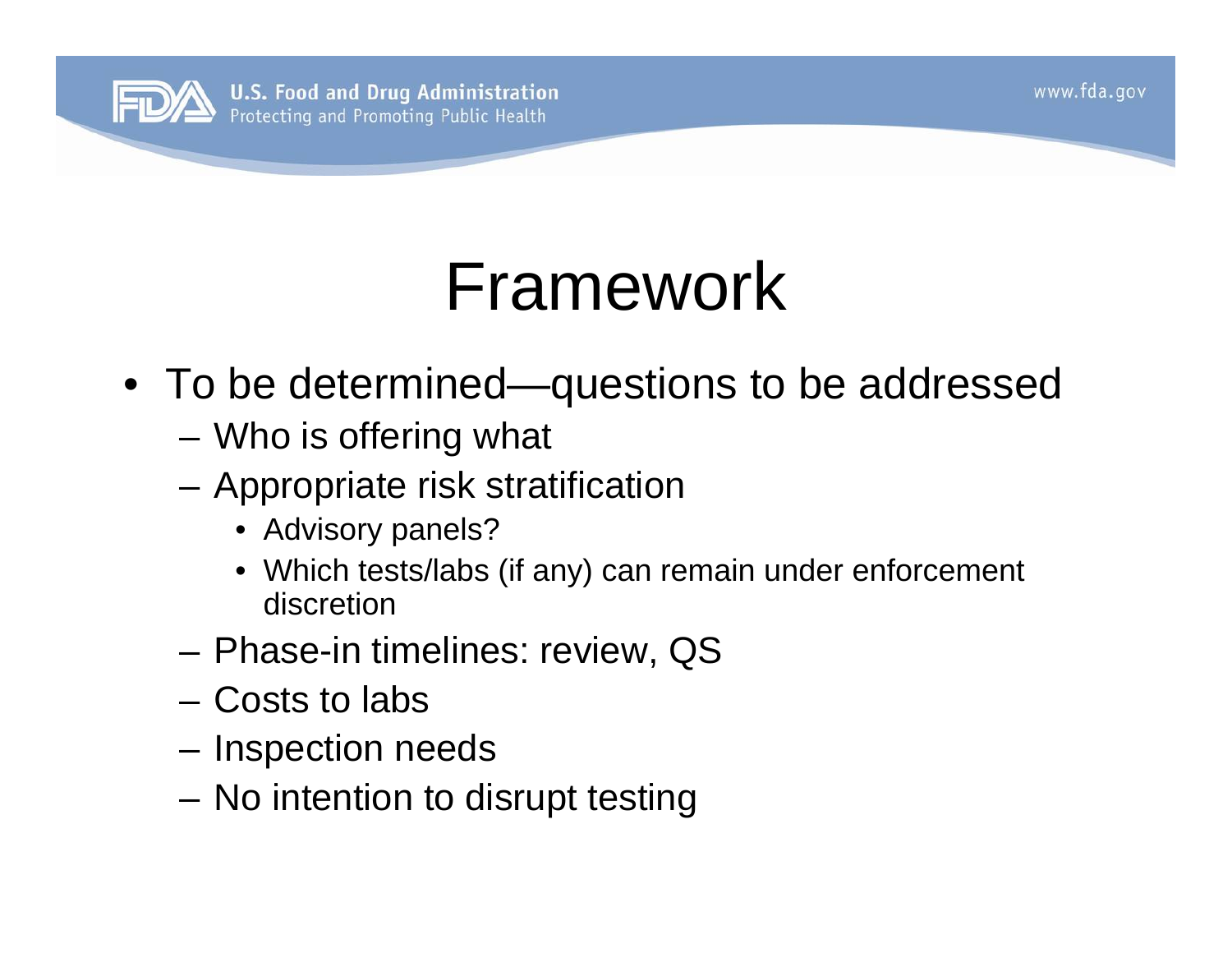# Framework

- To be determined—questions to be addressed
  - Who is offering what
  - Appropriate risk stratification
    - Advisory panels?
    - Which tests/labs (if any) can remain under enforcement discretion
  - Phase-in timelines: review, QS
  - Costs to labs
  - Inspection needs
  - No intention to disrupt testing